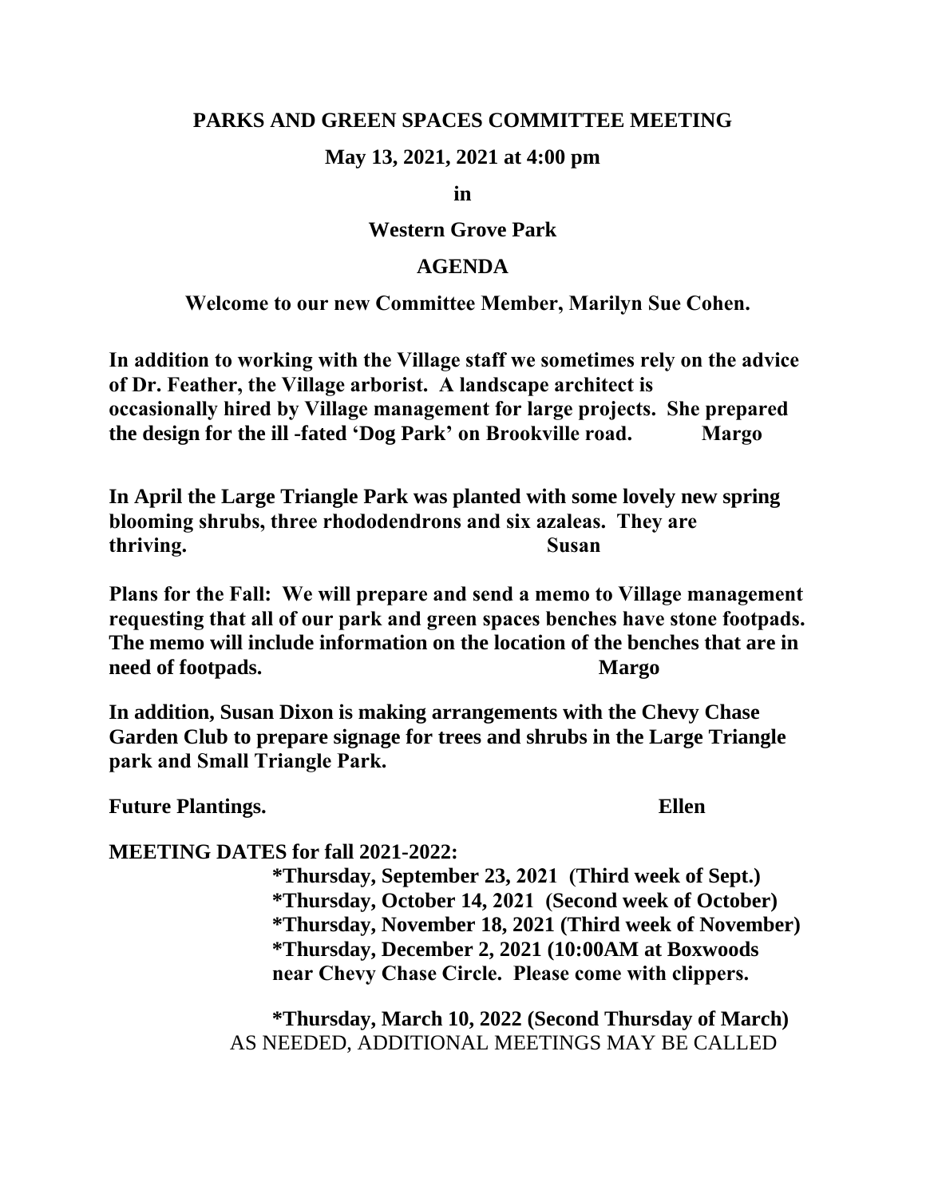**PARKS AND GREEN SPACES COMMITTEE MEETING**

**May 13, 2021, 2021 at 4:00 pm**

**in**

**Western Grove Park**

**AGENDA**

**Welcome to our new Committee Member, Marilyn Sue Cohen.**

**In addition to working with the Village staff we sometimes rely on the advice of Dr. Feather, the Village arborist. A landscape architect is occasionally hired by Village management for large projects. She prepared the design for the ill -fated 'Dog Park' on Brookville road. Margo**

**In April the Large Triangle Park was planted with some lovely new spring blooming shrubs, three rhododendrons and six azaleas. They are thriving. Susan**

**Plans for the Fall: We will prepare and send a memo to Village management requesting that all of our park and green spaces benches have stone footpads. The memo will include information on the location of the benches that are in need of footpads. Margo**

**In addition, Susan Dixon is making arrangements with the Chevy Chase Garden Club to prepare signage for trees and shrubs in the Large Triangle park and Small Triangle Park.**

**Future Plantings. Ellen**

**MEETING DATES for fall 2021-2022:**

**\*Thursday, September 23, 2021 (Third week of Sept.)**
**\*Thursday, October 14, 2021 (Second week of October)**
**\*Thursday, November 18, 2021 (Third week of November)**
**\*Thursday, December 2, 2021 (10:00AM at Boxwoods near Chevy Chase Circle. Please come with clippers.**

**\*Thursday, March 10, 2022 (Second Thursday of March)**

AS NEEDED, ADDITIONAL MEETINGS MAY BE CALLED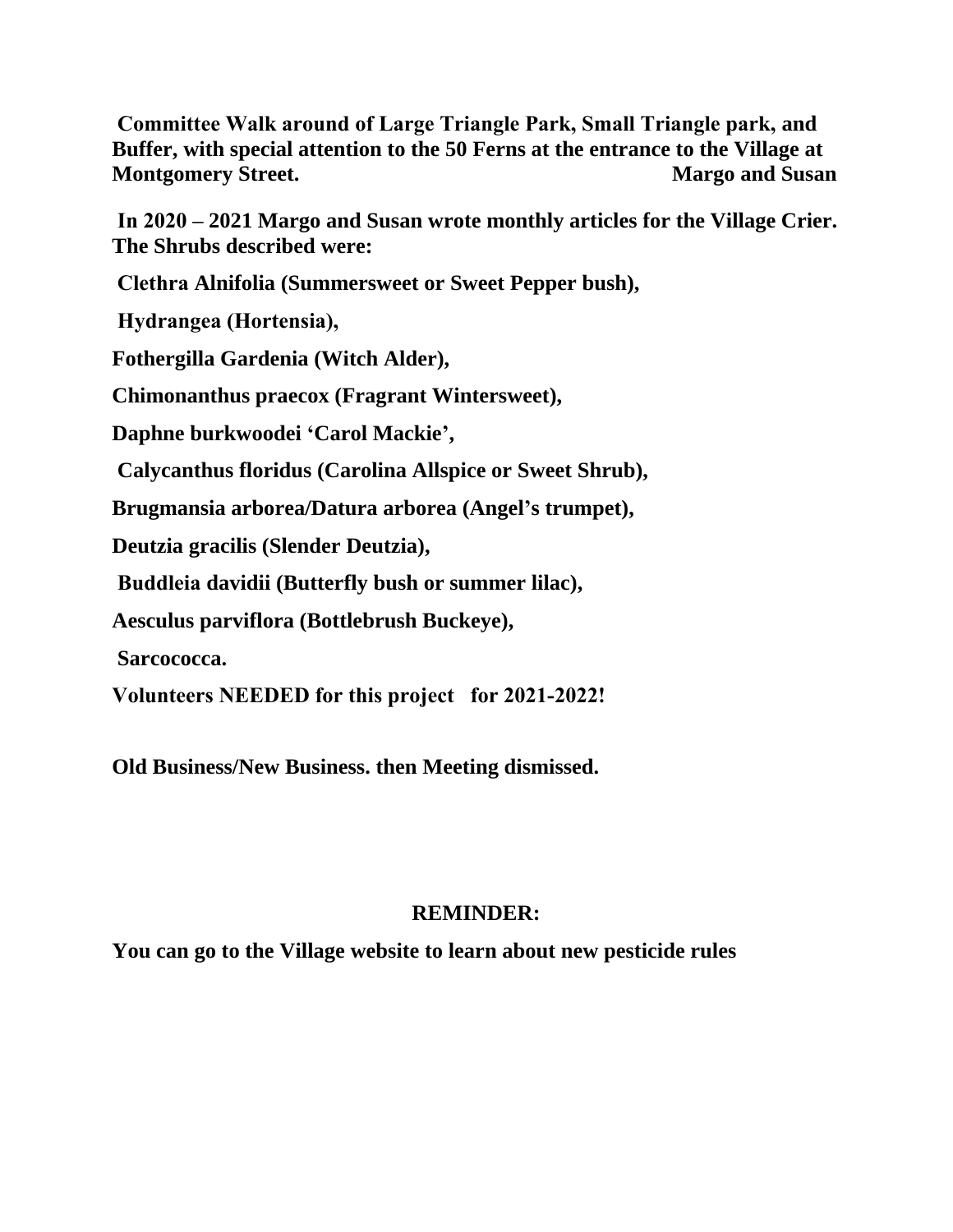**Committee Walk around of Large Triangle Park, Small Triangle park, and Buffer, with special attention to the 50 Ferns at the entrance to the Village at Montgomery Street.** **Margo and Susan**

**In 2020 – 2021 Margo and Susan wrote monthly articles for the Village Crier. The Shrubs described were:**

**Clethra Alnifolia (Summersweet or Sweet Pepper bush),**

**Hydrangea (Hortensia),**

**Fothergilla Gardenia (Witch Alder),**

**Chimonanthus praecox (Fragrant Wintersweet),**

**Daphne burkwoodei 'Carol Mackie',**

**Calycanthus floridus (Carolina Allspice or Sweet Shrub),**

**Brugmansia arborea/Datura arborea (Angel's trumpet),**

**Deutzia gracilis (Slender Deutzia),**

**Buddleia davidii (Butterfly bush or summer lilac),**

**Aesculus parviflora (Bottlebrush Buckeye),**

**Sarcococca.**

**Volunteers NEEDED for this project for 2021-2022!**

**Old Business/New Business. then Meeting dismissed.**

**REMINDER:**

**You can go to the Village website to learn about new pesticide rules**